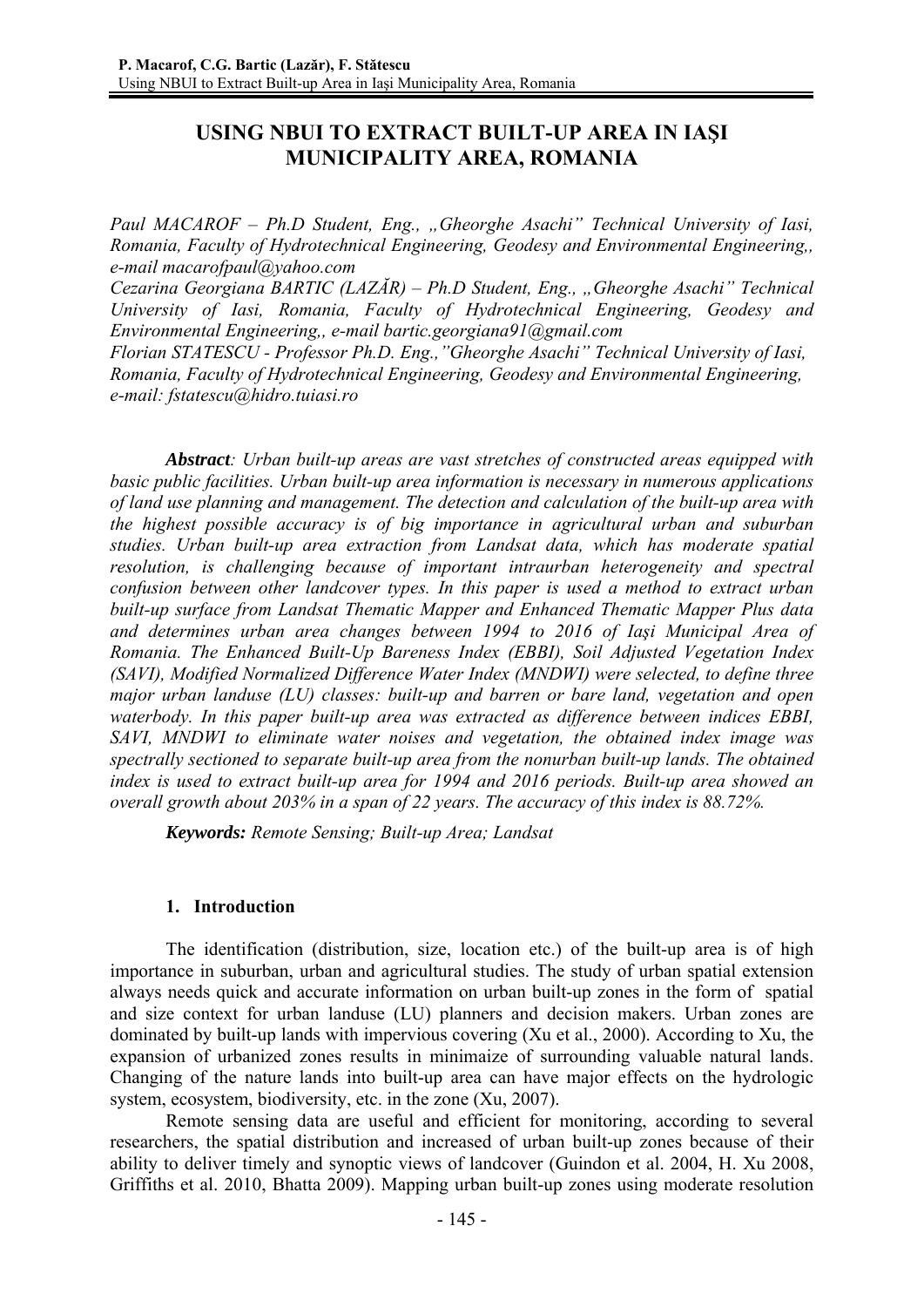# USING NBUI TO EXTRACT BUILT-UP AREA IN IAŞI MUNICIPALITY AREA, ROMANIA

*Paul MACAROF – Ph.D Student, Eng., „Gheorghe Asachi" Technical University of Iasi, Romania, Faculty of Hydrotechnical Engineering, Geodesy and Environmental Engineering,, e-mail macarofpaul@yahoo.com*

*Cezarina Georgiana BARTIC (LAZĂR) – Ph.D Student, Eng., „Gheorghe Asachi" Technical University of Iasi, Romania, Faculty of Hydrotechnical Engineering, Geodesy and Environmental Engineering,, e-mail bartic.georgiana91@gmail.com*

*Florian STATESCU - Professor Ph.D. Eng.,"Gheorghe Asachi" Technical University of Iasi, Romania, Faculty of Hydrotechnical Engineering, Geodesy and Environmental Engineering, e-mail: fstatescu@hidro.tuiasi.ro*

***Abstract**: Urban built-up areas are vast stretches of constructed areas equipped with basic public facilities. Urban built-up area information is necessary in numerous applications of land use planning and management. The detection and calculation of the built-up area with the highest possible accuracy is of big importance in agricultural urban and suburban studies. Urban built-up area extraction from Landsat data, which has moderate spatial resolution, is challenging because of important intraurban heterogeneity and spectral confusion between other landcover types. In this paper is used a method to extract urban built-up surface from Landsat Thematic Mapper and Enhanced Thematic Mapper Plus data and determines urban area changes between 1994 to 2016 of Iaşi Municipal Area of Romania. The Enhanced Built-Up Bareness Index (EBBI), Soil Adjusted Vegetation Index (SAVI), Modified Normalized Difference Water Index (MNDWI) were selected, to define three major urban landuse (LU) classes: built-up and barren or bare land, vegetation and open waterbody. In this paper built-up area was extracted as difference between indices EBBI, SAVI, MNDWI to eliminate water noises and vegetation, the obtained index image was spectrally sectioned to separate built-up area from the nonurban built-up lands. The obtained index is used to extract built-up area for 1994 and 2016 periods. Built-up area showed an overall growth about 203% in a span of 22 years. The accuracy of this index is 88.72%.*

***Keywords:** Remote Sensing; Built-up Area; Landsat*

## 1. Introduction

The identification (distribution, size, location etc.) of the built-up area is of high importance in suburban, urban and agricultural studies. The study of urban spatial extension always needs quick and accurate information on urban built-up zones in the form of spatial and size context for urban landuse (LU) planners and decision makers. Urban zones are dominated by built-up lands with impervious covering (Xu et al., 2000). According to Xu, the expansion of urbanized zones results in minimaize of surrounding valuable natural lands. Changing of the nature lands into built-up area can have major effects on the hydrologic system, ecosystem, biodiversity, etc. in the zone (Xu, 2007).

Remote sensing data are useful and efficient for monitoring, according to several researchers, the spatial distribution and increased of urban built-up zones because of their ability to deliver timely and synoptic views of landcover (Guindon et al. 2004, H. Xu 2008, Griffiths et al. 2010, Bhatta 2009). Mapping urban built-up zones using moderate resolution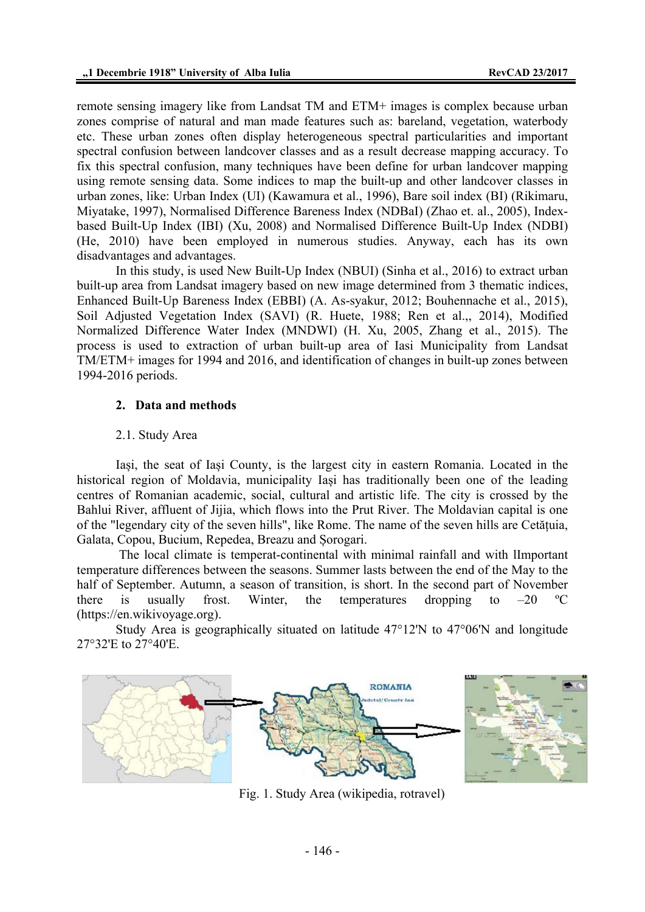remote sensing imagery like from Landsat TM and ETM+ images is complex because urban zones comprise of natural and man made features such as: bareland, vegetation, waterbody etc. These urban zones often display heterogeneous spectral particularities and important spectral confusion between landcover classes and as a result decrease mapping accuracy. To fix this spectral confusion, many techniques have been define for urban landcover mapping using remote sensing data. Some indices to map the built-up and other landcover classes in urban zones, like: Urban Index (UI) (Kawamura et al., 1996), Bare soil index (BI) (Rikimaru, Miyatake, 1997), Normalised Difference Bareness Index (NDBaI) (Zhao et. al., 2005), Index-based Built-Up Index (IBI) (Xu, 2008) and Normalised Difference Built-Up Index (NDBI) (He, 2010) have been employed in numerous studies. Anyway, each has its own disadvantages and advantages.

In this study, is used New Built-Up Index (NBUI) (Sinha et al., 2016) to extract urban built-up area from Landsat imagery based on new image determined from 3 thematic indices, Enhanced Built-Up Bareness Index (EBBI) (A. As-syakur, 2012; Bouhennache et al., 2015), Soil Adjusted Vegetation Index (SAVI) (R. Huete, 1988; Ren et al.,, 2014), Modified Normalized Difference Water Index (MNDWI) (H. Xu, 2005, Zhang et al., 2015). The process is used to extraction of urban built-up area of Iasi Municipality from Landsat TM/ETM+ images for 1994 and 2016, and identification of changes in built-up zones between 1994-2016 periods.

## 2. Data and methods

### 2.1. Study Area

Iași, the seat of Iași County, is the largest city in eastern Romania. Located in the historical region of Moldavia, municipality Iași has traditionally been one of the leading centres of Romanian academic, social, cultural and artistic life. The city is crossed by the Bahlui River, affluent of Jijia, which flows into the Prut River. The Moldavian capital is one of the "legendary city of the seven hills", like Rome. The name of the seven hills are Cetățuia, Galata, Copou, Bucium, Repedea, Breazu and Șorogari.

The local climate is temperat-continental with minimal rainfall and with lImportant temperature differences between the seasons. Summer lasts between the end of the May to the half of September. Autumn, a season of transition, is short. In the second part of November there is usually frost. Winter, the temperatures dropping to –20 ºC (https://en.wikivoyage.org).

Study Area is geographically situated on latitude 47°12'N to 47°06'N and longitude 27°32'E to 27°40'E.

Fig. 1. Study Area (wikipedia, rotravel)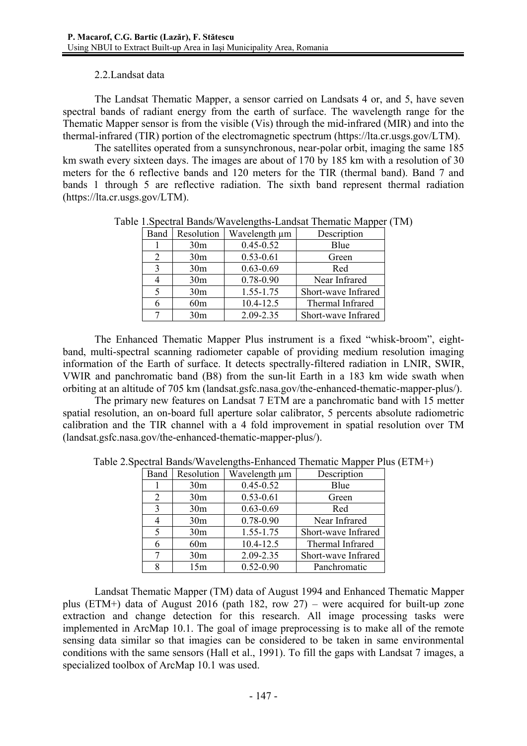### 2.2.Landsat data

The Landsat Thematic Mapper, a sensor carried on Landsats 4 or, and 5, have seven spectral bands of radiant energy from the earth of surface. The wavelength range for the Thematic Mapper sensor is from the visible (Vis) through the mid-infrared (MIR) and into the thermal-infrared (TIR) portion of the electromagnetic spectrum (https://lta.cr.usgs.gov/LTM).

The satellites operated from a sunsynchronous, near-polar orbit, imaging the same 185 km swath every sixteen days. The images are about of 170 by 185 km with a resolution of 30 meters for the 6 reflective bands and 120 meters for the TIR (thermal band). Band 7 and bands 1 through 5 are reflective radiation. The sixth band represent thermal radiation (https://lta.cr.usgs.gov/LTM).

Table 1.Spectral Bands/Wavelengths-Landsat Thematic Mapper (TM)

| Band | Resolution | Wavelength μm | Description |
|---|---|---|---|
| 1 | 30m | 0.45-0.52 | Blue |
| 2 | 30m | 0.53-0.61 | Green |
| 3 | 30m | 0.63-0.69 | Red |
| 4 | 30m | 0.78-0.90 | Near Infrared |
| 5 | 30m | 1.55-1.75 | Short-wave Infrared |
| 6 | 60m | 10.4-12.5 | Thermal Infrared |
| 7 | 30m | 2.09-2.35 | Short-wave Infrared |

The Enhanced Thematic Mapper Plus instrument is a fixed "whisk-broom", eight-band, multi-spectral scanning radiometer capable of providing medium resolution imaging information of the Earth of surface. It detects spectrally-filtered radiation in LNIR, SWIR, VWIR and panchromatic band (B8) from the sun-lit Earth in a 183 km wide swath when orbiting at an altitude of 705 km (landsat.gsfc.nasa.gov/the-enhanced-thematic-mapper-plus/).

The primary new features on Landsat 7 ETM are a panchromatic band with 15 metter spatial resolution, an on-board full aperture solar calibrator, 5 percents absolute radiometric calibration and the TIR channel with a 4 fold improvement in spatial resolution over TM (landsat.gsfc.nasa.gov/the-enhanced-thematic-mapper-plus/).

Table 2.Spectral Bands/Wavelengths-Enhanced Thematic Mapper Plus (ETM+)

| Band | Resolution | Wavelength μm | Description |
|---|---|---|---|
| 1 | 30m | 0.45-0.52 | Blue |
| 2 | 30m | 0.53-0.61 | Green |
| 3 | 30m | 0.63-0.69 | Red |
| 4 | 30m | 0.78-0.90 | Near Infrared |
| 5 | 30m | 1.55-1.75 | Short-wave Infrared |
| 6 | 60m | 10.4-12.5 | Thermal Infrared |
| 7 | 30m | 2.09-2.35 | Short-wave Infrared |
| 8 | 15m | 0.52-0.90 | Panchromatic |

Landsat Thematic Mapper (TM) data of August 1994 and Enhanced Thematic Mapper plus (ETM+) data of August 2016 (path 182, row 27) – were acquired for built-up zone extraction and change detection for this research. All image processing tasks were implemented in ArcMap 10.1. The goal of image preprocessing is to make all of the remote sensing data similar so that imagies can be considered to be taken in same environmental conditions with the same sensors (Hall et al., 1991). To fill the gaps with Landsat 7 images, a specialized toolbox of ArcMap 10.1 was used.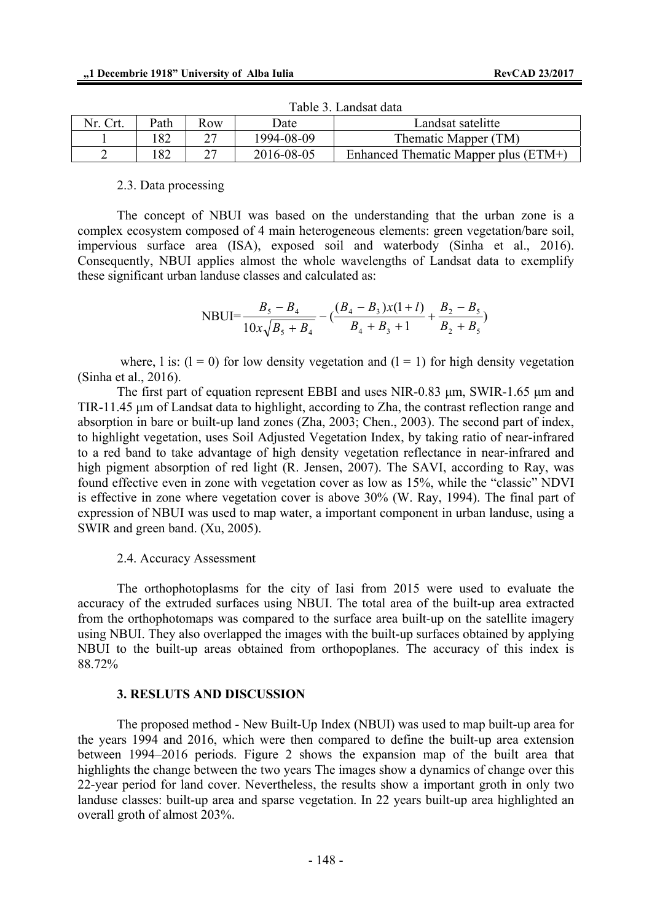Table 3. Landsat data

| Nr. Crt. | Path | Row | Date | Landsat satelitte |
|---|---|---|---|---|
| 1 | 182 | 27 | 1994-08-09 | Thematic Mapper (TM) |
| 2 | 182 | 27 | 2016-08-05 | Enhanced Thematic Mapper plus (ETM+) |

2.3. Data processing

The concept of NBUI was based on the understanding that the urban zone is a complex ecosystem composed of 4 main heterogeneous elements: green vegetation/bare soil, impervious surface area (ISA), exposed soil and waterbody (Sinha et al., 2016). Consequently, NBUI applies almost the whole wavelengths of Landsat data to exemplify these significant urban landuse classes and calculated as:

$$\text{NBUI}=\frac{B_5 - B_4}{10x\sqrt{B_5 + B_4}} - \left(\frac{(B_4 - B_3)x(1+l)}{B_4 + B_3 + 1} + \frac{B_2 - B_5}{B_2 + B_5}\right)$$

where, l is: (l = 0) for low density vegetation and (l = 1) for high density vegetation (Sinha et al., 2016).

The first part of equation represent EBBI and uses NIR-0.83 μm, SWIR-1.65 μm and TIR-11.45 μm of Landsat data to highlight, according to Zha, the contrast reflection range and absorption in bare or built-up land zones (Zha, 2003; Chen., 2003). The second part of index, to highlight vegetation, uses Soil Adjusted Vegetation Index, by taking ratio of near-infrared to a red band to take advantage of high density vegetation reflectance in near-infrared and high pigment absorption of red light (R. Jensen, 2007). The SAVI, according to Ray, was found effective even in zone with vegetation cover as low as 15%, while the "classic" NDVI is effective in zone where vegetation cover is above 30% (W. Ray, 1994). The final part of expression of NBUI was used to map water, a important component in urban landuse, using a SWIR and green band. (Xu, 2005).

2.4. Accuracy Assessment

The orthophotoplasms for the city of Iasi from 2015 were used to evaluate the accuracy of the extruded surfaces using NBUI. The total area of the built-up area extracted from the orthophotomaps was compared to the surface area built-up on the satellite imagery using NBUI. They also overlapped the images with the built-up surfaces obtained by applying NBUI to the built-up areas obtained from orthopoplanes. The accuracy of this index is 88.72%

### 3. RESLUTS AND DISCUSSION

The proposed method - New Built-Up Index (NBUI) was used to map built-up area for the years 1994 and 2016, which were then compared to define the built-up area extension between 1994–2016 periods. Figure 2 shows the expansion map of the built area that highlights the change between the two years The images show a dynamics of change over this 22-year period for land cover. Nevertheless, the results show a important groth in only two landuse classes: built-up area and sparse vegetation. In 22 years built-up area highlighted an overall groth of almost 203%.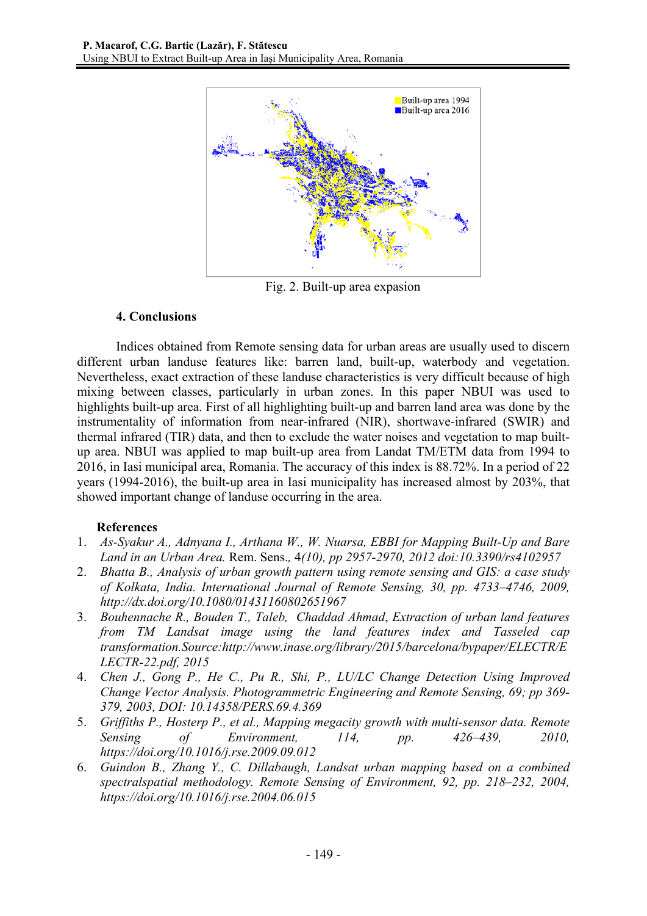Fig. 2. Built-up area expasion

## 4. Conclusions

Indices obtained from Remote sensing data for urban areas are usually used to discern different urban landuse features like: barren land, built-up, waterbody and vegetation. Nevertheless, exact extraction of these landuse characteristics is very difficult because of high mixing between classes, particularly in urban zones. In this paper NBUI was used to highlights built-up area. First of all highlighting built-up and barren land area was done by the instrumentality of information from near-infrared (NIR), shortwave-infrared (SWIR) and thermal infrared (TIR) data, and then to exclude the water noises and vegetation to map built-up area. NBUI was applied to map built-up area from Landat TM/ETM data from 1994 to 2016, in Iasi municipal area, Romania. The accuracy of this index is 88.72%. In a period of 22 years (1994-2016), the built-up area in Iasi municipality has increased almost by 203%, that showed important change of landuse occurring in the area.

### References

1. *As-Syakur A., Adnyana I., Arthana W., W. Nuarsa, EBBI for Mapping Built-Up and Bare Land in an Urban Area.* Rem. Sens., 4*(10), pp 2957-2970, 2012 doi:10.3390/rs4102957*
2. *Bhatta B., Analysis of urban growth pattern using remote sensing and GIS: a case study of Kolkata, India. International Journal of Remote Sensing, 30, pp. 4733–4746, 2009, http://dx.doi.org/10.1080/01431160802651967*
3. *Bouhennache R., Bouden T., Taleb, Chaddad Ahmad*, *Extraction of urban land features from TM Landsat image using the land features index and Tasseled cap transformation.Source:http://www.inase.org/library/2015/barcelona/bypaper/ELECTR/ELECTR-22.pdf, 2015*
4. *Chen J., Gong P., He C., Pu R., Shi, P., LU/LC Change Detection Using Improved Change Vector Analysis. Photogrammetric Engineering and Remote Sensing, 69; pp 369-379, 2003, DOI: 10.14358/PERS.69.4.369*
5. *Griffiths P., Hosterp P., et al., Mapping megacity growth with multi-sensor data. Remote Sensing of Environment, 114, pp. 426–439, 2010, https://doi.org/10.1016/j.rse.2009.09.012*
6. *Guindon B., Zhang Y., C. Dillabaugh, Landsat urban mapping based on a combined spectralspatial methodology. Remote Sensing of Environment, 92, pp. 218–232, 2004, https://doi.org/10.1016/j.rse.2004.06.015*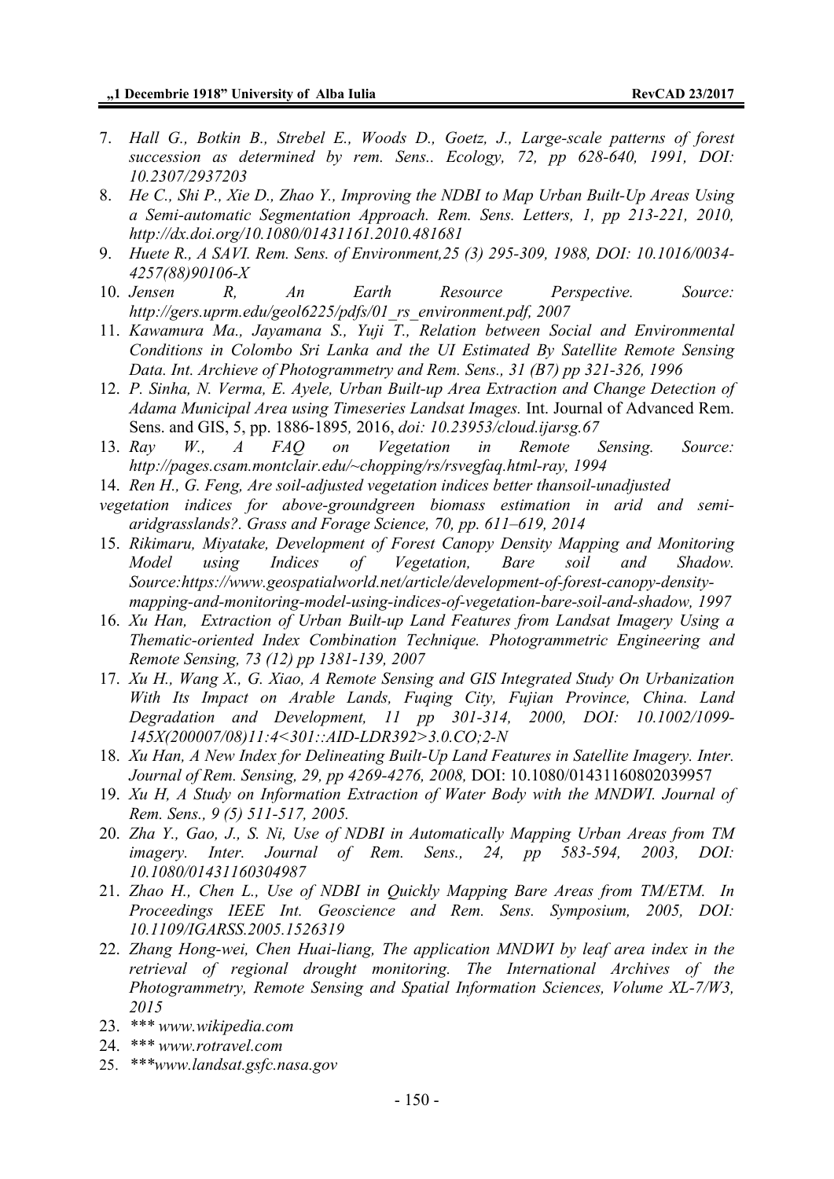7. *Hall G., Botkin B., Strebel E., Woods D., Goetz, J., Large-scale patterns of forest succession as determined by rem. Sens.. Ecology, 72, pp 628-640, 1991, DOI: 10.2307/2937203*
8. *He C., Shi P., Xie D., Zhao Y., Improving the NDBI to Map Urban Built-Up Areas Using a Semi-automatic Segmentation Approach. Rem. Sens. Letters, 1, pp 213-221, 2010, http://dx.doi.org/10.1080/01431161.2010.481681*
9. *Huete R., A SAVI. Rem. Sens. of Environment,25 (3) 295-309, 1988, DOI: 10.1016/0034-4257(88)90106-X*
10. *Jensen R, An Earth Resource Perspective. Source: http://gers.uprm.edu/geol6225/pdfs/01_rs_environment.pdf, 2007*
11. *Kawamura Ma., Jayamana S., Yuji T., Relation between Social and Environmental Conditions in Colombo Sri Lanka and the UI Estimated By Satellite Remote Sensing Data. Int. Archieve of Photogrammetry and Rem. Sens., 31 (B7) pp 321-326, 1996*
12. *P. Sinha, N. Verma, E. Ayele, Urban Built-up Area Extraction and Change Detection of Adama Municipal Area using Timeseries Landsat Images.* Int. Journal of Advanced Rem. Sens. and GIS, 5, pp. 1886-1895*,* 2016, *doi: 10.23953/cloud.ijarsg.67*
13. *Ray W., A FAQ on Vegetation in Remote Sensing. Source: http://pages.csam.montclair.edu/~chopping/rs/rsvegfaq.html-ray, 1994*
14. *Ren H., G. Feng, Are soil-adjusted vegetation indices better thansoil-unadjusted vegetation indices for above-groundgreen biomass estimation in arid and semi-aridgrasslands?. Grass and Forage Science, 70, pp. 611–619, 2014*
15. *Rikimaru, Miyatake, Development of Forest Canopy Density Mapping and Monitoring Model using Indices of Vegetation, Bare soil and Shadow. Source:https://www.geospatialworld.net/article/development-of-forest-canopy-density-mapping-and-monitoring-model-using-indices-of-vegetation-bare-soil-and-shadow, 1997*
16. *Xu Han, Extraction of Urban Built-up Land Features from Landsat Imagery Using a Thematic-oriented Index Combination Technique. Photogrammetric Engineering and Remote Sensing, 73 (12) pp 1381-139, 2007*
17. *Xu H., Wang X., G. Xiao, A Remote Sensing and GIS Integrated Study On Urbanization With Its Impact on Arable Lands, Fuqing City, Fujian Province, China. Land Degradation and Development, 11 pp 301-314, 2000, DOI: 10.1002/1099-145X(200007/08)11:4<301::AID-LDR392>3.0.CO;2-N*
18. *Xu Han, A New Index for Delineating Built-Up Land Features in Satellite Imagery. Inter. Journal of Rem. Sensing, 29, pp 4269-4276, 2008,* DOI: 10.1080/01431160802039957
19. *Xu H, A Study on Information Extraction of Water Body with the MNDWI. Journal of Rem. Sens., 9 (5) 511-517, 2005.*
20. *Zha Y., Gao, J., S. Ni, Use of NDBI in Automatically Mapping Urban Areas from TM imagery. Inter. Journal of Rem. Sens., 24, pp 583-594, 2003, DOI: 10.1080/01431160304987*
21. *Zhao H., Chen L., Use of NDBI in Quickly Mapping Bare Areas from TM/ETM. In Proceedings IEEE Int. Geoscience and Rem. Sens. Symposium, 2005, DOI: 10.1109/IGARSS.2005.1526319*
22. *Zhang Hong-wei, Chen Huai-liang, The application MNDWI by leaf area index in the retrieval of regional drought monitoring. The International Archives of the Photogrammetry, Remote Sensing and Spatial Information Sciences, Volume XL-7/W3, 2015*
23. *\*\*\* www.wikipedia.com*
24. *\*\*\* www.rotravel.com*
25. *\*\*\*www.landsat.gsfc.nasa.gov*